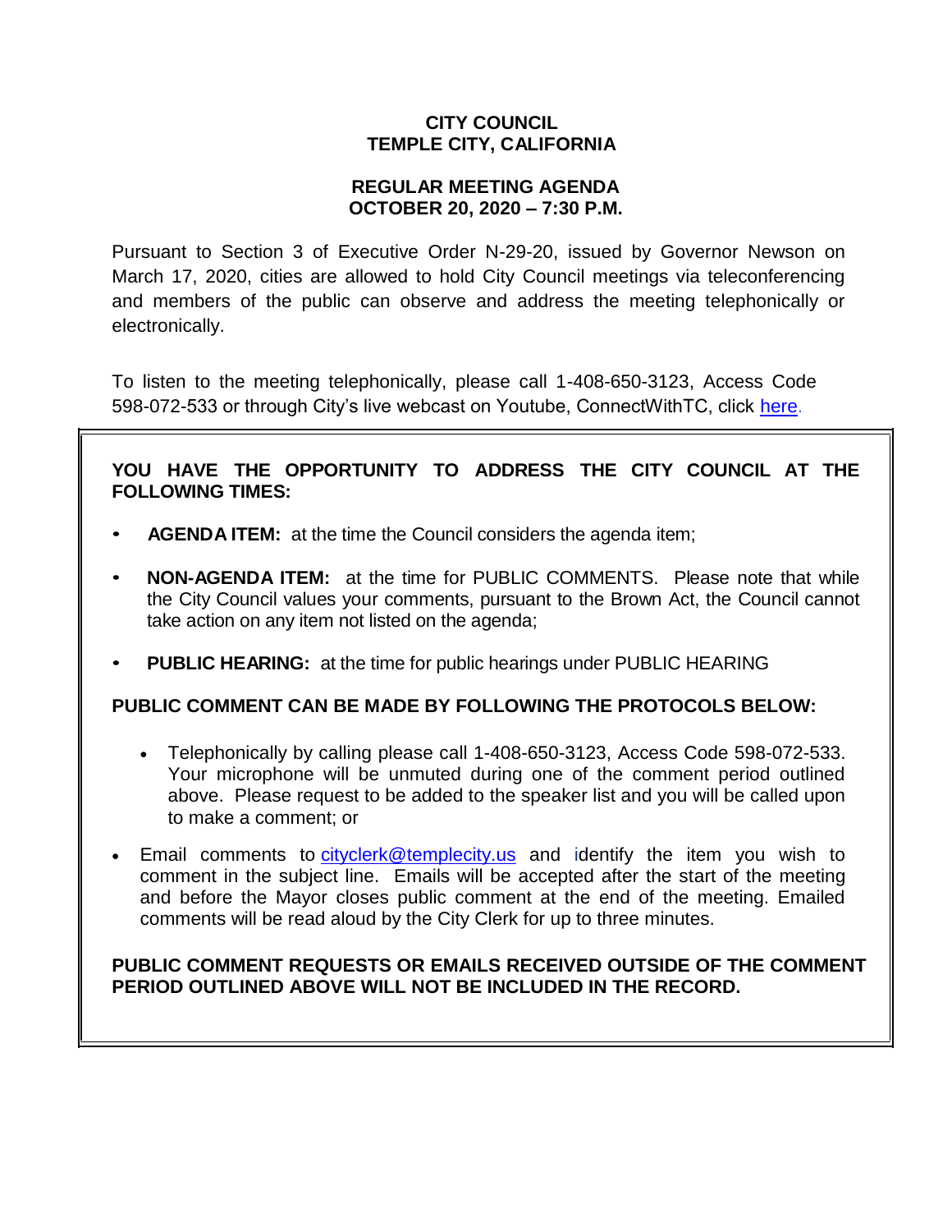**CITY COUNCIL**
**TEMPLE CITY, CALIFORNIA**

**REGULAR MEETING AGENDA**
**OCTOBER 20, 2020 – 7:30 P.M.**

Pursuant to Section 3 of Executive Order N-29-20, issued by Governor Newson on March 17, 2020, cities are allowed to hold City Council meetings via teleconferencing and members of the public can observe and address the meeting telephonically or electronically.

To listen to the meeting telephonically, please call 1-408-650-3123, Access Code 598-072-533 or through City's live webcast on Youtube, ConnectWithTC, click here.

**YOU HAVE THE OPPORTUNITY TO ADDRESS THE CITY COUNCIL AT THE FOLLOWING TIMES:**

- **AGENDA ITEM:** at the time the Council considers the agenda item;
- **NON-AGENDA ITEM:** at the time for PUBLIC COMMENTS. Please note that while the City Council values your comments, pursuant to the Brown Act, the Council cannot take action on any item not listed on the agenda;
- **PUBLIC HEARING:** at the time for public hearings under PUBLIC HEARING

**PUBLIC COMMENT CAN BE MADE BY FOLLOWING THE PROTOCOLS BELOW:**

- Telephonically by calling please call 1-408-650-3123, Access Code 598-072-533. Your microphone will be unmuted during one of the comment period outlined above. Please request to be added to the speaker list and you will be called upon to make a comment; or
- Email comments to cityclerk@templecity.us and identify the item you wish to comment in the subject line. Emails will be accepted after the start of the meeting and before the Mayor closes public comment at the end of the meeting. Emailed comments will be read aloud by the City Clerk for up to three minutes.

**PUBLIC COMMENT REQUESTS OR EMAILS RECEIVED OUTSIDE OF THE COMMENT PERIOD OUTLINED ABOVE WILL NOT BE INCLUDED IN THE RECORD.**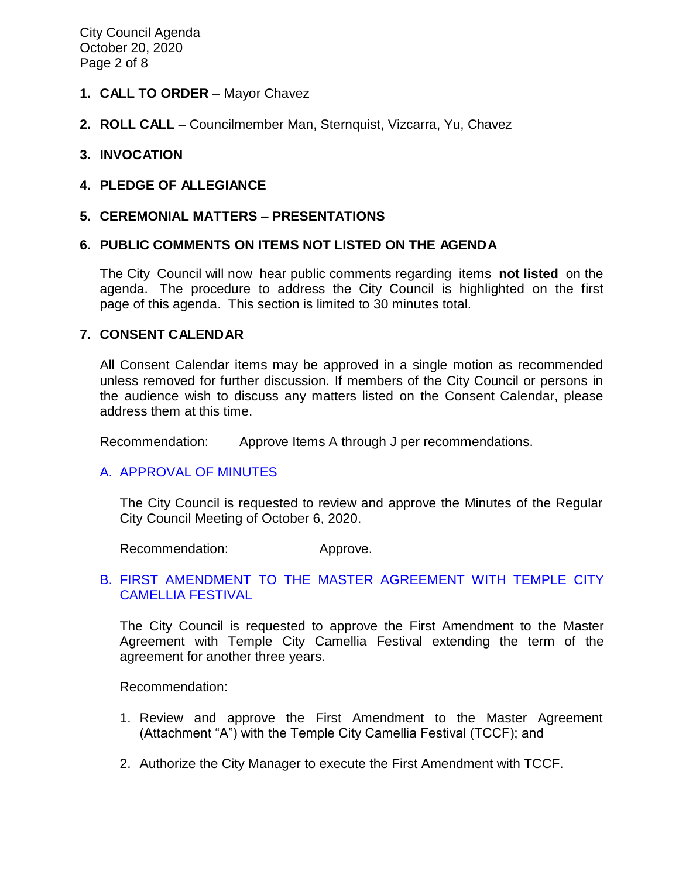1. **CALL TO ORDER** – Mayor Chavez

2. **ROLL CALL** – Councilmember Man, Sternquist, Vizcarra, Yu, Chavez

3. **INVOCATION**

4. **PLEDGE OF ALLEGIANCE**

5. **CEREMONIAL MATTERS – PRESENTATIONS**

6. **PUBLIC COMMENTS ON ITEMS NOT LISTED ON THE AGENDA**

   The City Council will now hear public comments regarding items **not listed** on the agenda. The procedure to address the City Council is highlighted on the first page of this agenda. This section is limited to 30 minutes total.

7. **CONSENT CALENDAR**

   All Consent Calendar items may be approved in a single motion as recommended unless removed for further discussion. If members of the City Council or persons in the audience wish to discuss any matters listed on the Consent Calendar, please address them at this time.

   Recommendation: Approve Items A through J per recommendations.

   A. APPROVAL OF MINUTES

      The City Council is requested to review and approve the Minutes of the Regular City Council Meeting of October 6, 2020.

      Recommendation: Approve.

   B. FIRST AMENDMENT TO THE MASTER AGREEMENT WITH TEMPLE CITY CAMELLIA FESTIVAL

      The City Council is requested to approve the First Amendment to the Master Agreement with Temple City Camellia Festival extending the term of the agreement for another three years.

      Recommendation:

      1. Review and approve the First Amendment to the Master Agreement (Attachment "A") with the Temple City Camellia Festival (TCCF); and

      2. Authorize the City Manager to execute the First Amendment with TCCF.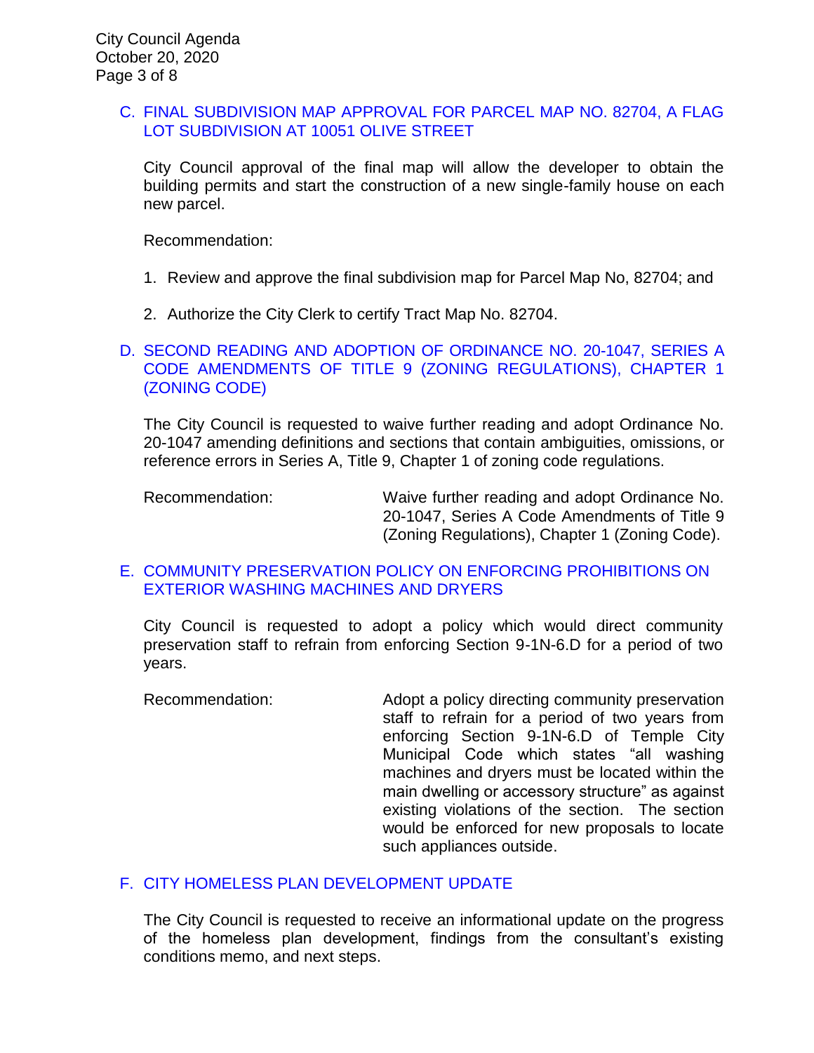### C. FINAL SUBDIVISION MAP APPROVAL FOR PARCEL MAP NO. 82704, A FLAG LOT SUBDIVISION AT 10051 OLIVE STREET

City Council approval of the final map will allow the developer to obtain the building permits and start the construction of a new single-family house on each new parcel.

Recommendation:

1. Review and approve the final subdivision map for Parcel Map No, 82704; and
2. Authorize the City Clerk to certify Tract Map No. 82704.

### D. SECOND READING AND ADOPTION OF ORDINANCE NO. 20-1047, SERIES A CODE AMENDMENTS OF TITLE 9 (ZONING REGULATIONS), CHAPTER 1 (ZONING CODE)

The City Council is requested to waive further reading and adopt Ordinance No. 20-1047 amending definitions and sections that contain ambiguities, omissions, or reference errors in Series A, Title 9, Chapter 1 of zoning code regulations.

Recommendation: Waive further reading and adopt Ordinance No. 20-1047, Series A Code Amendments of Title 9 (Zoning Regulations), Chapter 1 (Zoning Code).

### E. COMMUNITY PRESERVATION POLICY ON ENFORCING PROHIBITIONS ON EXTERIOR WASHING MACHINES AND DRYERS

City Council is requested to adopt a policy which would direct community preservation staff to refrain from enforcing Section 9-1N-6.D for a period of two years.

Recommendation: Adopt a policy directing community preservation staff to refrain for a period of two years from enforcing Section 9-1N-6.D of Temple City Municipal Code which states "all washing machines and dryers must be located within the main dwelling or accessory structure" as against existing violations of the section. The section would be enforced for new proposals to locate such appliances outside.

### F. CITY HOMELESS PLAN DEVELOPMENT UPDATE

The City Council is requested to receive an informational update on the progress of the homeless plan development, findings from the consultant's existing conditions memo, and next steps.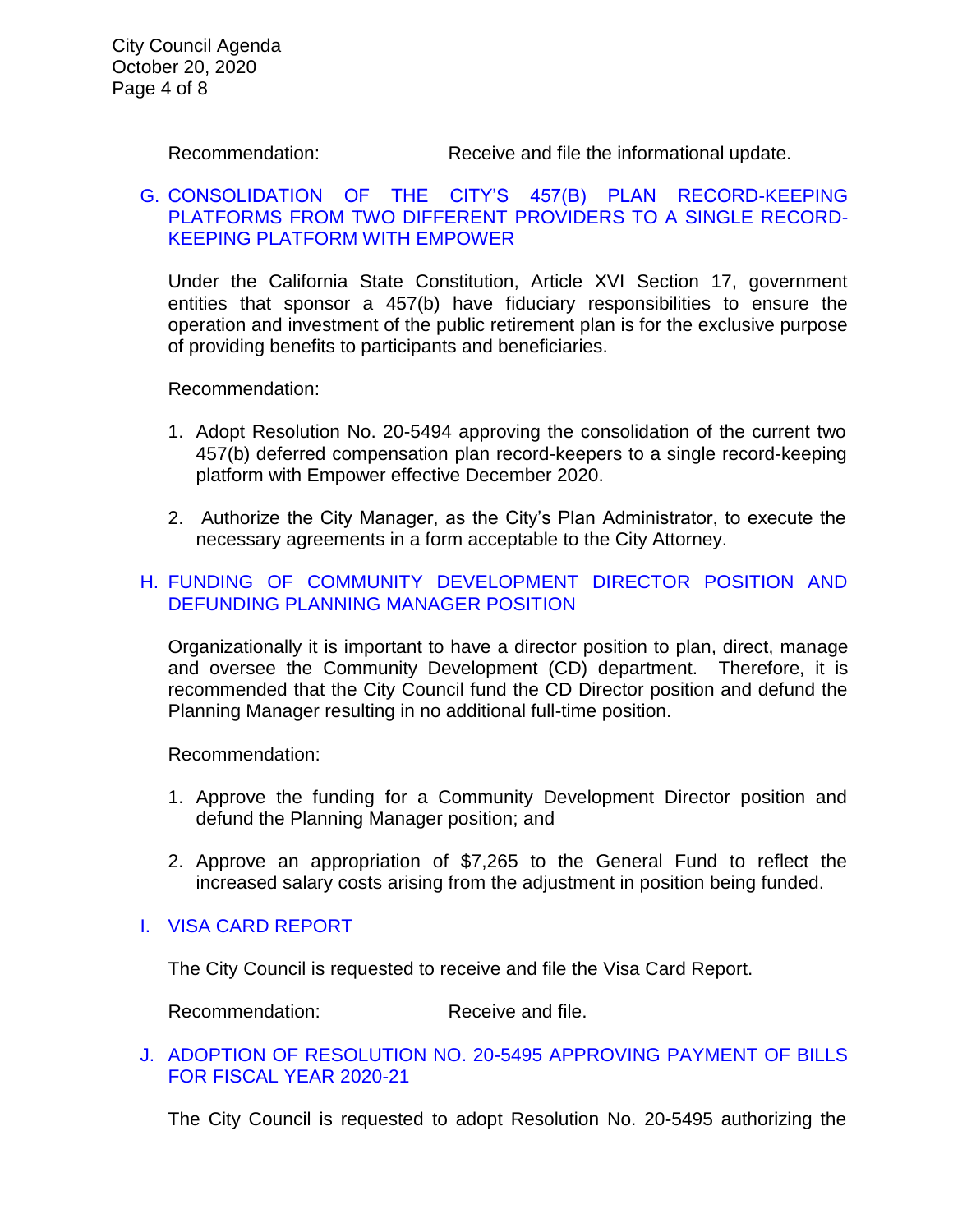Recommendation: Receive and file the informational update.

### G. CONSOLIDATION OF THE CITY'S 457(B) PLAN RECORD-KEEPING PLATFORMS FROM TWO DIFFERENT PROVIDERS TO A SINGLE RECORD-KEEPING PLATFORM WITH EMPOWER

Under the California State Constitution, Article XVI Section 17, government entities that sponsor a 457(b) have fiduciary responsibilities to ensure the operation and investment of the public retirement plan is for the exclusive purpose of providing benefits to participants and beneficiaries.

Recommendation:

1. Adopt Resolution No. 20-5494 approving the consolidation of the current two 457(b) deferred compensation plan record-keepers to a single record-keeping platform with Empower effective December 2020.
2. Authorize the City Manager, as the City's Plan Administrator, to execute the necessary agreements in a form acceptable to the City Attorney.

### H. FUNDING OF COMMUNITY DEVELOPMENT DIRECTOR POSITION AND DEFUNDING PLANNING MANAGER POSITION

Organizationally it is important to have a director position to plan, direct, manage and oversee the Community Development (CD) department. Therefore, it is recommended that the City Council fund the CD Director position and defund the Planning Manager resulting in no additional full-time position.

Recommendation:

1. Approve the funding for a Community Development Director position and defund the Planning Manager position; and
2. Approve an appropriation of $7,265 to the General Fund to reflect the increased salary costs arising from the adjustment in position being funded.

### I. VISA CARD REPORT

The City Council is requested to receive and file the Visa Card Report.

Recommendation: Receive and file.

### J. ADOPTION OF RESOLUTION NO. 20-5495 APPROVING PAYMENT OF BILLS FOR FISCAL YEAR 2020-21

The City Council is requested to adopt Resolution No. 20-5495 authorizing the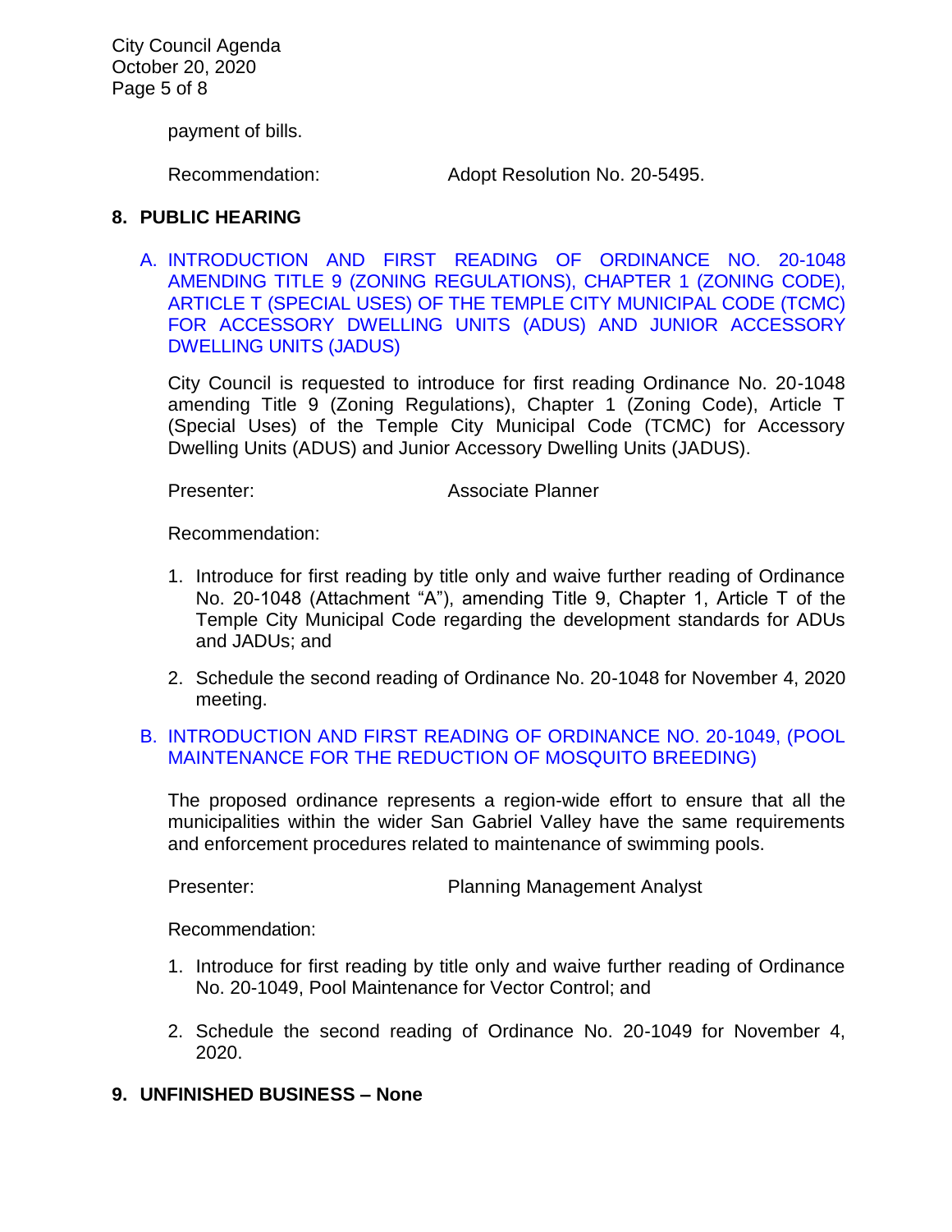payment of bills.

Recommendation: Adopt Resolution No. 20-5495.

## 8. PUBLIC HEARING

### A. INTRODUCTION AND FIRST READING OF ORDINANCE NO. 20-1048 AMENDING TITLE 9 (ZONING REGULATIONS), CHAPTER 1 (ZONING CODE), ARTICLE T (SPECIAL USES) OF THE TEMPLE CITY MUNICIPAL CODE (TCMC) FOR ACCESSORY DWELLING UNITS (ADUS) AND JUNIOR ACCESSORY DWELLING UNITS (JADUS)

City Council is requested to introduce for first reading Ordinance No. 20-1048 amending Title 9 (Zoning Regulations), Chapter 1 (Zoning Code), Article T (Special Uses) of the Temple City Municipal Code (TCMC) for Accessory Dwelling Units (ADUS) and Junior Accessory Dwelling Units (JADUS).

Presenter: Associate Planner

Recommendation:

1. Introduce for first reading by title only and waive further reading of Ordinance No. 20-1048 (Attachment "A"), amending Title 9, Chapter 1, Article T of the Temple City Municipal Code regarding the development standards for ADUs and JADUs; and
2. Schedule the second reading of Ordinance No. 20-1048 for November 4, 2020 meeting.

### B. INTRODUCTION AND FIRST READING OF ORDINANCE NO. 20-1049, (POOL MAINTENANCE FOR THE REDUCTION OF MOSQUITO BREEDING)

The proposed ordinance represents a region-wide effort to ensure that all the municipalities within the wider San Gabriel Valley have the same requirements and enforcement procedures related to maintenance of swimming pools.

Presenter: Planning Management Analyst

Recommendation:

1. Introduce for first reading by title only and waive further reading of Ordinance No. 20-1049, Pool Maintenance for Vector Control; and
2. Schedule the second reading of Ordinance No. 20-1049 for November 4, 2020.

## 9. UNFINISHED BUSINESS – None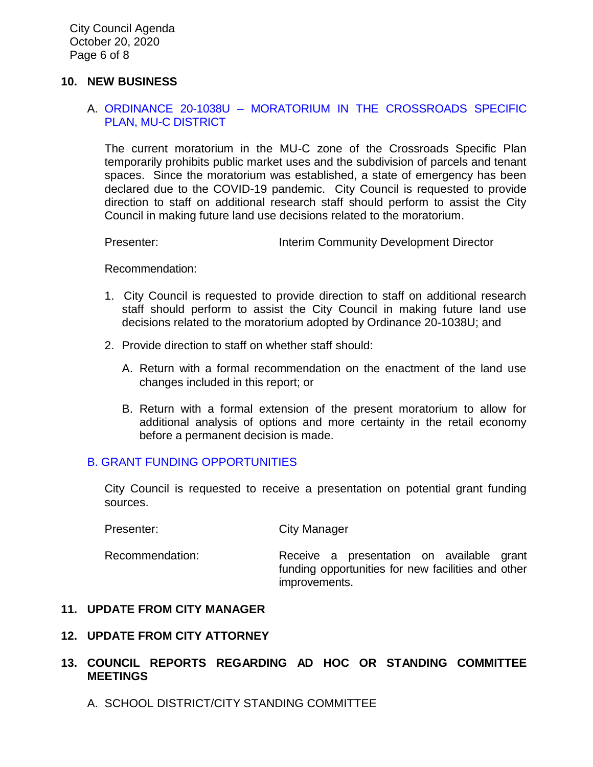## 10. NEW BUSINESS

### A. ORDINANCE 20-1038U – MORATORIUM IN THE CROSSROADS SPECIFIC PLAN, MU-C DISTRICT

The current moratorium in the MU-C zone of the Crossroads Specific Plan temporarily prohibits public market uses and the subdivision of parcels and tenant spaces. Since the moratorium was established, a state of emergency has been declared due to the COVID-19 pandemic. City Council is requested to provide direction to staff on additional research staff should perform to assist the City Council in making future land use decisions related to the moratorium.

Presenter: Interim Community Development Director

Recommendation:

1. City Council is requested to provide direction to staff on additional research staff should perform to assist the City Council in making future land use decisions related to the moratorium adopted by Ordinance 20-1038U; and
2. Provide direction to staff on whether staff should:
   A. Return with a formal recommendation on the enactment of the land use changes included in this report; or
   B. Return with a formal extension of the present moratorium to allow for additional analysis of options and more certainty in the retail economy before a permanent decision is made.

### B. GRANT FUNDING OPPORTUNITIES

City Council is requested to receive a presentation on potential grant funding sources.

Presenter: City Manager

Recommendation: Receive a presentation on available grant funding opportunities for new facilities and other improvements.

## 11. UPDATE FROM CITY MANAGER

## 12. UPDATE FROM CITY ATTORNEY

## 13. COUNCIL REPORTS REGARDING AD HOC OR STANDING COMMITTEE MEETINGS

A. SCHOOL DISTRICT/CITY STANDING COMMITTEE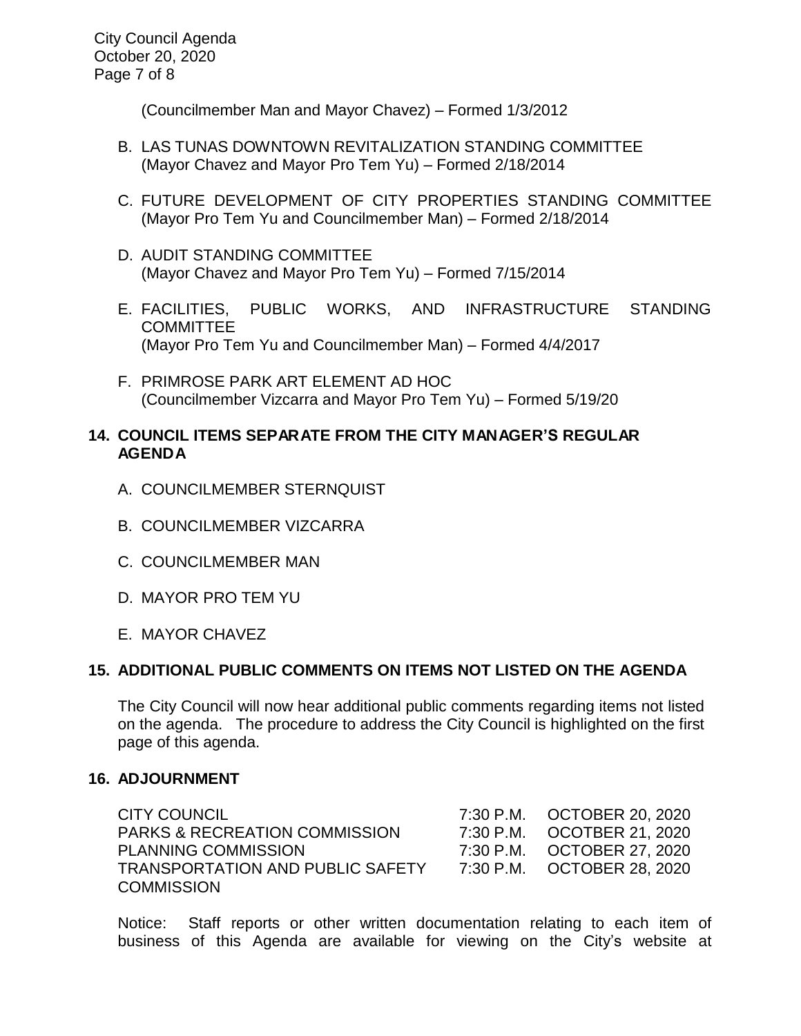(Councilmember Man and Mayor Chavez) – Formed 1/3/2012

B. LAS TUNAS DOWNTOWN REVITALIZATION STANDING COMMITTEE
(Mayor Chavez and Mayor Pro Tem Yu) – Formed 2/18/2014

C. FUTURE DEVELOPMENT OF CITY PROPERTIES STANDING COMMITTEE
(Mayor Pro Tem Yu and Councilmember Man) – Formed 2/18/2014

D. AUDIT STANDING COMMITTEE
(Mayor Chavez and Mayor Pro Tem Yu) – Formed 7/15/2014

E. FACILITIES, PUBLIC WORKS, AND INFRASTRUCTURE STANDING COMMITTEE
(Mayor Pro Tem Yu and Councilmember Man) – Formed 4/4/2017

F. PRIMROSE PARK ART ELEMENT AD HOC
(Councilmember Vizcarra and Mayor Pro Tem Yu) – Formed 5/19/20

## 14. COUNCIL ITEMS SEPARATE FROM THE CITY MANAGER'S REGULAR AGENDA

A. COUNCILMEMBER STERNQUIST

B. COUNCILMEMBER VIZCARRA

C. COUNCILMEMBER MAN

D. MAYOR PRO TEM YU

E. MAYOR CHAVEZ

## 15. ADDITIONAL PUBLIC COMMENTS ON ITEMS NOT LISTED ON THE AGENDA

The City Council will now hear additional public comments regarding items not listed on the agenda. The procedure to address the City Council is highlighted on the first page of this agenda.

## 16. ADJOURNMENT

| | | |
|---|---|---|
| CITY COUNCIL | 7:30 P.M. | OCTOBER 20, 2020 |
| PARKS & RECREATION COMMISSION | 7:30 P.M. | OCOTBER 21, 2020 |
| PLANNING COMMISSION | 7:30 P.M. | OCTOBER 27, 2020 |
| TRANSPORTATION AND PUBLIC SAFETY COMMISSION | 7:30 P.M. | OCTOBER 28, 2020 |

Notice: Staff reports or other written documentation relating to each item of business of this Agenda are available for viewing on the City's website at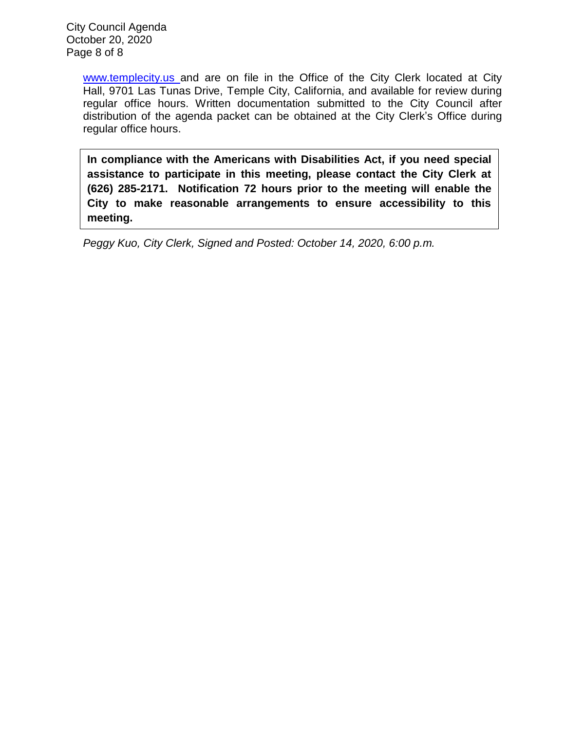www.templecity.us and are on file in the Office of the City Clerk located at City Hall, 9701 Las Tunas Drive, Temple City, California, and available for review during regular office hours. Written documentation submitted to the City Council after distribution of the agenda packet can be obtained at the City Clerk's Office during regular office hours.

**In compliance with the Americans with Disabilities Act, if you need special assistance to participate in this meeting, please contact the City Clerk at (626) 285-2171. Notification 72 hours prior to the meeting will enable the City to make reasonable arrangements to ensure accessibility to this meeting.**

*Peggy Kuo, City Clerk, Signed and Posted: October 14, 2020, 6:00 p.m.*